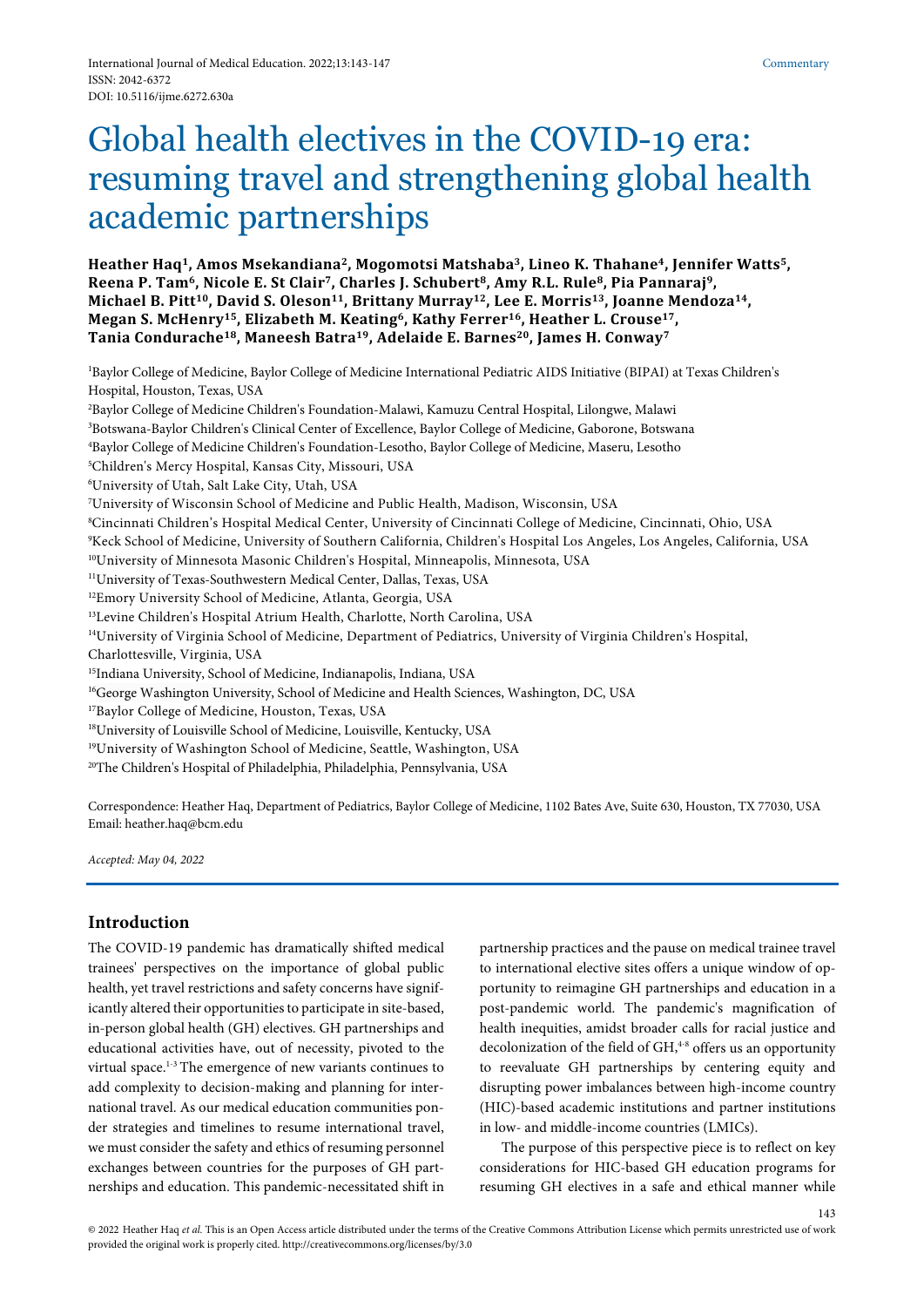Commentary

# Global health electives in the COVID-19 era: resuming travel and strengthening global health academic partnerships

**Heather Haq[1], Amos Msekandiana[2], Mogomotsi Matshaba[3], Lineo K. Thahane[4], Jennifer Watts[5], Reena P. Tam[6], Nicole E. St Clair[7], Charles J. Schubert[8], Amy R.L. Rule[8], Pia Pannaraj[9], Michael B. Pitt[10], David S. Oleson[11], Brittany Murray[12], Lee E. Morris[13], Joanne Mendoza[14], Megan S. McHenry[15], Elizabeth M. Keating[6], Kathy Ferrer[16], Heather L. Crouse[17], Tania Condurache[18], Maneesh Batra[19], Adelaide E. Barnes[20], James H. Conway[7]**

[1]Baylor College of Medicine, Baylor College of Medicine International Pediatric AIDS Initiative (BIPAI) at Texas Children's Hospital, Houston, Texas, USA
[2]Baylor College of Medicine Children's Foundation-Malawi, Kamuzu Central Hospital, Lilongwe, Malawi
[3]Botswana-Baylor Children's Clinical Center of Excellence, Baylor College of Medicine, Gaborone, Botswana
[4]Baylor College of Medicine Children's Foundation-Lesotho, Baylor College of Medicine, Maseru, Lesotho
[5]Children's Mercy Hospital, Kansas City, Missouri, USA
[6]University of Utah, Salt Lake City, Utah, USA
[7]University of Wisconsin School of Medicine and Public Health, Madison, Wisconsin, USA
[8]Cincinnati Children's Hospital Medical Center, University of Cincinnati College of Medicine, Cincinnati, Ohio, USA
[9]Keck School of Medicine, University of Southern California, Children's Hospital Los Angeles, Los Angeles, California, USA
[10]University of Minnesota Masonic Children's Hospital, Minneapolis, Minnesota, USA
[11]University of Texas-Southwestern Medical Center, Dallas, Texas, USA
[12]Emory University School of Medicine, Atlanta, Georgia, USA
[13]Levine Children's Hospital Atrium Health, Charlotte, North Carolina, USA
[14]University of Virginia School of Medicine, Department of Pediatrics, University of Virginia Children's Hospital, Charlottesville, Virginia, USA
[15]Indiana University, School of Medicine, Indianapolis, Indiana, USA
[16]George Washington University, School of Medicine and Health Sciences, Washington, DC, USA
[17]Baylor College of Medicine, Houston, Texas, USA
[18]University of Louisville School of Medicine, Louisville, Kentucky, USA
[19]University of Washington School of Medicine, Seattle, Washington, USA
[20]The Children's Hospital of Philadelphia, Philadelphia, Pennsylvania, USA

Correspondence: Heather Haq, Department of Pediatrics, Baylor College of Medicine, 1102 Bates Ave, Suite 630, Houston, TX 77030, USA
Email: heather.haq@bcm.edu

*Accepted: May 04, 2022*

## Introduction

The COVID-19 pandemic has dramatically shifted medical trainees' perspectives on the importance of global public health, yet travel restrictions and safety concerns have significantly altered their opportunities to participate in site-based, in-person global health (GH) electives. GH partnerships and educational activities have, out of necessity, pivoted to the virtual space.[1-3] The emergence of new variants continues to add complexity to decision-making and planning for international travel. As our medical education communities ponder strategies and timelines to resume international travel, we must consider the safety and ethics of resuming personnel exchanges between countries for the purposes of GH partnerships and education. This pandemic-necessitated shift in partnership practices and the pause on medical trainee travel to international elective sites offers a unique window of opportunity to reimagine GH partnerships and education in a post-pandemic world. The pandemic's magnification of health inequities, amidst broader calls for racial justice and decolonization of the field of GH,[4-8] offers us an opportunity to reevaluate GH partnerships by centering equity and disrupting power imbalances between high-income country (HIC)-based academic institutions and partner institutions in low- and middle-income countries (LMICs).

The purpose of this perspective piece is to reflect on key considerations for HIC-based GH education programs for resuming GH electives in a safe and ethical manner while

© 2022 Heather Haq *et al.* This is an Open Access article distributed under the terms of the Creative Commons Attribution License which permits unrestricted use of work provided the original work is properly cited. http://creativecommons.org/licenses/by/3.0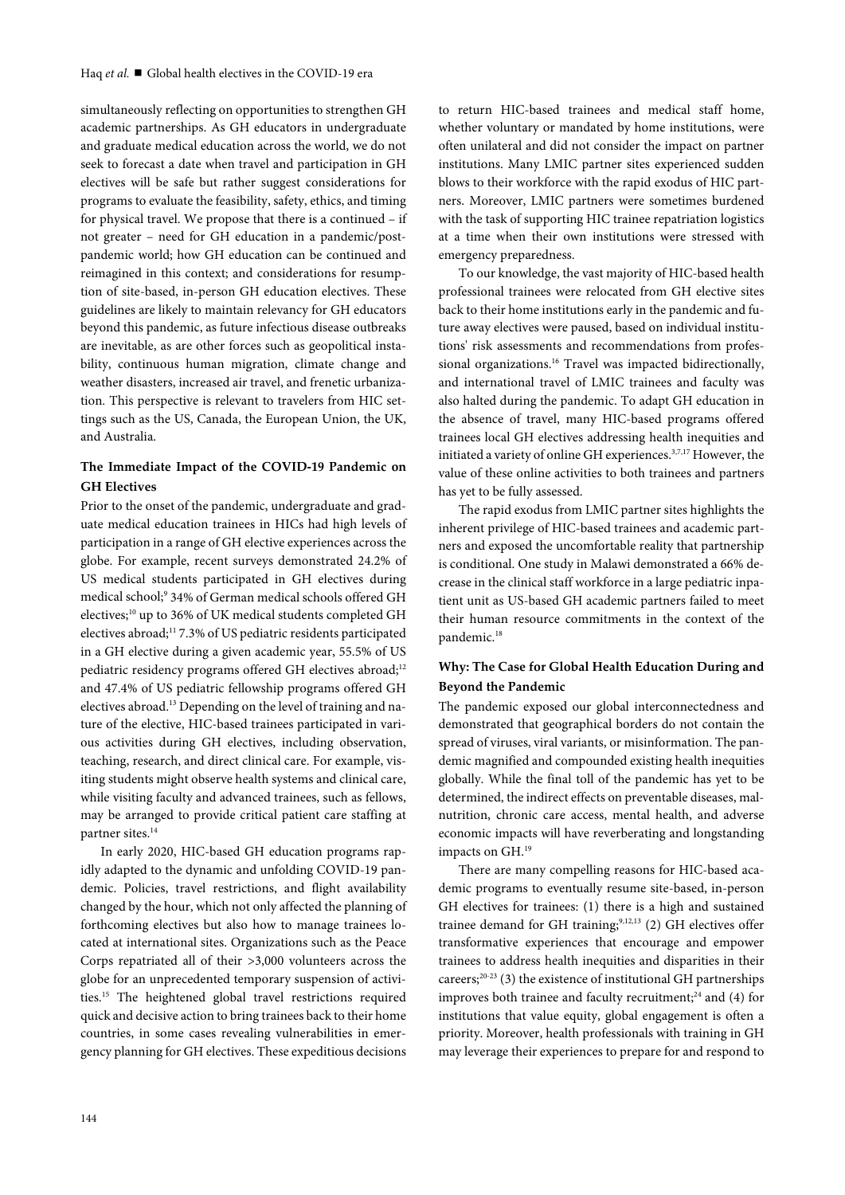simultaneously reflecting on opportunities to strengthen GH academic partnerships. As GH educators in undergraduate and graduate medical education across the world, we do not seek to forecast a date when travel and participation in GH electives will be safe but rather suggest considerations for programs to evaluate the feasibility, safety, ethics, and timing for physical travel. We propose that there is a continued – if not greater – need for GH education in a pandemic/post-pandemic world; how GH education can be continued and reimagined in this context; and considerations for resumption of site-based, in-person GH education electives. These guidelines are likely to maintain relevancy for GH educators beyond this pandemic, as future infectious disease outbreaks are inevitable, as are other forces such as geopolitical instability, continuous human migration, climate change and weather disasters, increased air travel, and frenetic urbanization. This perspective is relevant to travelers from HIC settings such as the US, Canada, the European Union, the UK, and Australia.

### The Immediate Impact of the COVID-19 Pandemic on GH Electives

Prior to the onset of the pandemic, undergraduate and graduate medical education trainees in HICs had high levels of participation in a range of GH elective experiences across the globe. For example, recent surveys demonstrated 24.2% of US medical students participated in GH electives during medical school;[9] 34% of German medical schools offered GH electives;[10] up to 36% of UK medical students completed GH electives abroad;[11] 7.3% of US pediatric residents participated in a GH elective during a given academic year, 55.5% of US pediatric residency programs offered GH electives abroad;[12] and 47.4% of US pediatric fellowship programs offered GH electives abroad.[13] Depending on the level of training and nature of the elective, HIC-based trainees participated in various activities during GH electives, including observation, teaching, research, and direct clinical care. For example, visiting students might observe health systems and clinical care, while visiting faculty and advanced trainees, such as fellows, may be arranged to provide critical patient care staffing at partner sites.[14]

In early 2020, HIC-based GH education programs rapidly adapted to the dynamic and unfolding COVID-19 pandemic. Policies, travel restrictions, and flight availability changed by the hour, which not only affected the planning of forthcoming electives but also how to manage trainees located at international sites. Organizations such as the Peace Corps repatriated all of their >3,000 volunteers across the globe for an unprecedented temporary suspension of activities.[15] The heightened global travel restrictions required quick and decisive action to bring trainees back to their home countries, in some cases revealing vulnerabilities in emergency planning for GH electives. These expeditious decisions to return HIC-based trainees and medical staff home, whether voluntary or mandated by home institutions, were often unilateral and did not consider the impact on partner institutions. Many LMIC partner sites experienced sudden blows to their workforce with the rapid exodus of HIC partners. Moreover, LMIC partners were sometimes burdened with the task of supporting HIC trainee repatriation logistics at a time when their own institutions were stressed with emergency preparedness.

To our knowledge, the vast majority of HIC-based health professional trainees were relocated from GH elective sites back to their home institutions early in the pandemic and future away electives were paused, based on individual institutions' risk assessments and recommendations from professional organizations.[16] Travel was impacted bidirectionally, and international travel of LMIC trainees and faculty was also halted during the pandemic. To adapt GH education in the absence of travel, many HIC-based programs offered trainees local GH electives addressing health inequities and initiated a variety of online GH experiences.[3,7,17] However, the value of these online activities to both trainees and partners has yet to be fully assessed.

The rapid exodus from LMIC partner sites highlights the inherent privilege of HIC-based trainees and academic partners and exposed the uncomfortable reality that partnership is conditional. One study in Malawi demonstrated a 66% decrease in the clinical staff workforce in a large pediatric inpatient unit as US-based GH academic partners failed to meet their human resource commitments in the context of the pandemic.[18]

### Why: The Case for Global Health Education During and Beyond the Pandemic

The pandemic exposed our global interconnectedness and demonstrated that geographical borders do not contain the spread of viruses, viral variants, or misinformation. The pandemic magnified and compounded existing health inequities globally. While the final toll of the pandemic has yet to be determined, the indirect effects on preventable diseases, malnutrition, chronic care access, mental health, and adverse economic impacts will have reverberating and longstanding impacts on GH.[19]

There are many compelling reasons for HIC-based academic programs to eventually resume site-based, in-person GH electives for trainees: (1) there is a high and sustained trainee demand for GH training;[9,12,13] (2) GH electives offer transformative experiences that encourage and empower trainees to address health inequities and disparities in their careers;[20-23] (3) the existence of institutional GH partnerships improves both trainee and faculty recruitment;[24] and (4) for institutions that value equity, global engagement is often a priority. Moreover, health professionals with training in GH may leverage their experiences to prepare for and respond to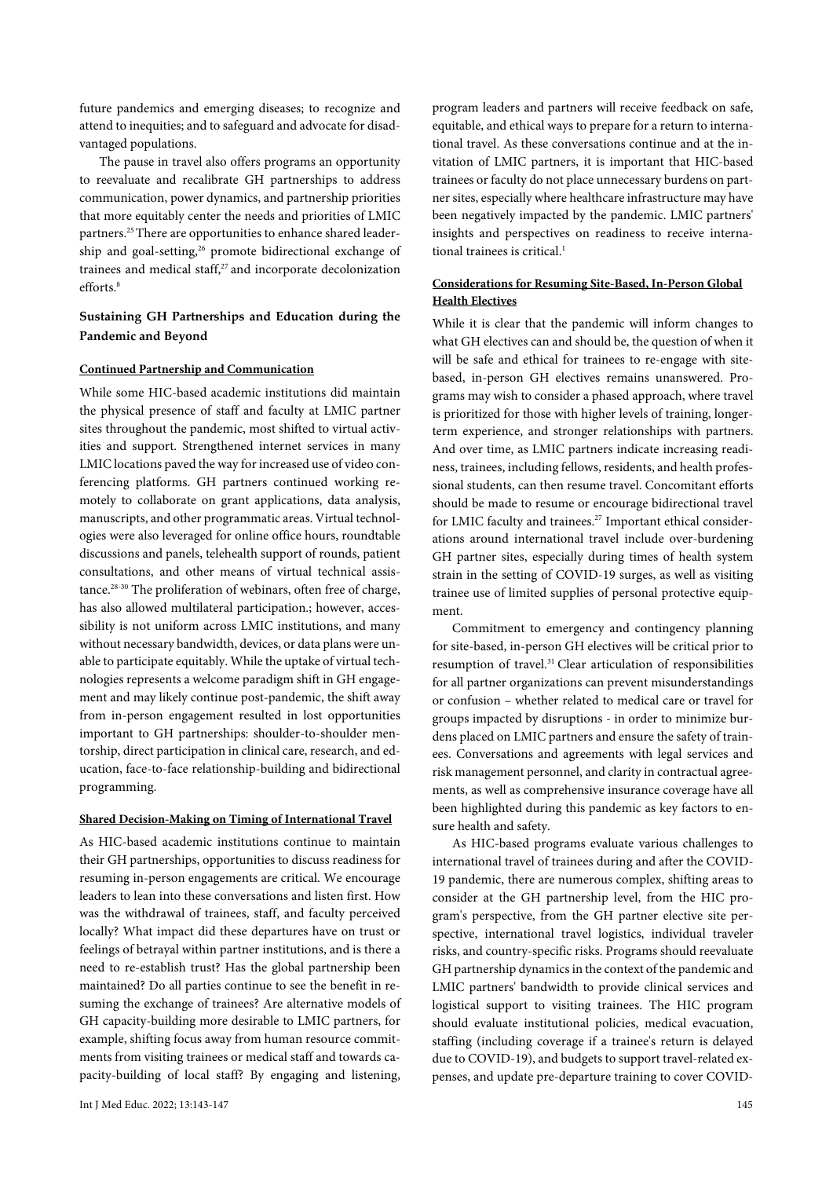future pandemics and emerging diseases; to recognize and attend to inequities; and to safeguard and advocate for disadvantaged populations.

The pause in travel also offers programs an opportunity to reevaluate and recalibrate GH partnerships to address communication, power dynamics, and partnership priorities that more equitably center the needs and priorities of LMIC partners.[25] There are opportunities to enhance shared leadership and goal-setting,[26] promote bidirectional exchange of trainees and medical staff,[27] and incorporate decolonization efforts.[8]

## Sustaining GH Partnerships and Education during the Pandemic and Beyond

### Continued Partnership and Communication

While some HIC-based academic institutions did maintain the physical presence of staff and faculty at LMIC partner sites throughout the pandemic, most shifted to virtual activities and support. Strengthened internet services in many LMIC locations paved the way for increased use of video conferencing platforms. GH partners continued working remotely to collaborate on grant applications, data analysis, manuscripts, and other programmatic areas. Virtual technologies were also leveraged for online office hours, roundtable discussions and panels, telehealth support of rounds, patient consultations, and other means of virtual technical assistance.[28-30] The proliferation of webinars, often free of charge, has also allowed multilateral participation.; however, accessibility is not uniform across LMIC institutions, and many without necessary bandwidth, devices, or data plans were unable to participate equitably. While the uptake of virtual technologies represents a welcome paradigm shift in GH engagement and may likely continue post-pandemic, the shift away from in-person engagement resulted in lost opportunities important to GH partnerships: shoulder-to-shoulder mentorship, direct participation in clinical care, research, and education, face-to-face relationship-building and bidirectional programming.

### Shared Decision-Making on Timing of International Travel

As HIC-based academic institutions continue to maintain their GH partnerships, opportunities to discuss readiness for resuming in-person engagements are critical. We encourage leaders to lean into these conversations and listen first. How was the withdrawal of trainees, staff, and faculty perceived locally? What impact did these departures have on trust or feelings of betrayal within partner institutions, and is there a need to re-establish trust? Has the global partnership been maintained? Do all parties continue to see the benefit in resuming the exchange of trainees? Are alternative models of GH capacity-building more desirable to LMIC partners, for example, shifting focus away from human resource commitments from visiting trainees or medical staff and towards capacity-building of local staff? By engaging and listening, program leaders and partners will receive feedback on safe, equitable, and ethical ways to prepare for a return to international travel. As these conversations continue and at the invitation of LMIC partners, it is important that HIC-based trainees or faculty do not place unnecessary burdens on partner sites, especially where healthcare infrastructure may have been negatively impacted by the pandemic. LMIC partners' insights and perspectives on readiness to receive international trainees is critical.[1]

### Considerations for Resuming Site-Based, In-Person Global Health Electives

While it is clear that the pandemic will inform changes to what GH electives can and should be, the question of when it will be safe and ethical for trainees to re-engage with site-based, in-person GH electives remains unanswered. Programs may wish to consider a phased approach, where travel is prioritized for those with higher levels of training, longer-term experience, and stronger relationships with partners. And over time, as LMIC partners indicate increasing readiness, trainees, including fellows, residents, and health professional students, can then resume travel. Concomitant efforts should be made to resume or encourage bidirectional travel for LMIC faculty and trainees.[27] Important ethical considerations around international travel include over-burdening GH partner sites, especially during times of health system strain in the setting of COVID-19 surges, as well as visiting trainee use of limited supplies of personal protective equipment.

Commitment to emergency and contingency planning for site-based, in-person GH electives will be critical prior to resumption of travel.[31] Clear articulation of responsibilities for all partner organizations can prevent misunderstandings or confusion – whether related to medical care or travel for groups impacted by disruptions - in order to minimize burdens placed on LMIC partners and ensure the safety of trainees. Conversations and agreements with legal services and risk management personnel, and clarity in contractual agreements, as well as comprehensive insurance coverage have all been highlighted during this pandemic as key factors to ensure health and safety.

As HIC-based programs evaluate various challenges to international travel of trainees during and after the COVID-19 pandemic, there are numerous complex, shifting areas to consider at the GH partnership level, from the HIC program's perspective, from the GH partner elective site perspective, international travel logistics, individual traveler risks, and country-specific risks. Programs should reevaluate GH partnership dynamics in the context of the pandemic and LMIC partners' bandwidth to provide clinical services and logistical support to visiting trainees. The HIC program should evaluate institutional policies, medical evacuation, staffing (including coverage if a trainee's return is delayed due to COVID-19), and budgets to support travel-related expenses, and update pre-departure training to cover COVID-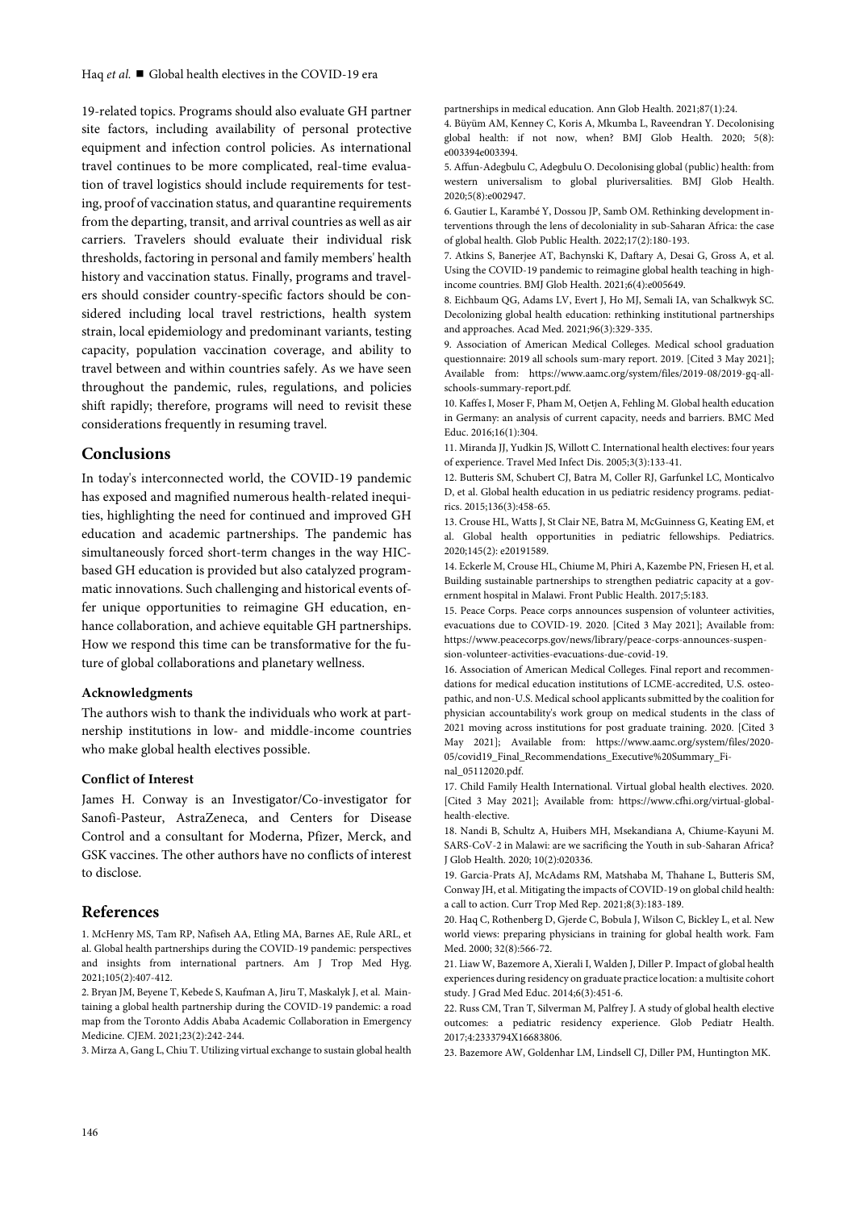19-related topics. Programs should also evaluate GH partner site factors, including availability of personal protective equipment and infection control policies. As international travel continues to be more complicated, real-time evaluation of travel logistics should include requirements for testing, proof of vaccination status, and quarantine requirements from the departing, transit, and arrival countries as well as air carriers. Travelers should evaluate their individual risk thresholds, factoring in personal and family members' health history and vaccination status. Finally, programs and travelers should consider country-specific factors should be considered including local travel restrictions, health system strain, local epidemiology and predominant variants, testing capacity, population vaccination coverage, and ability to travel between and within countries safely. As we have seen throughout the pandemic, rules, regulations, and policies shift rapidly; therefore, programs will need to revisit these considerations frequently in resuming travel.

## Conclusions

In today's interconnected world, the COVID-19 pandemic has exposed and magnified numerous health-related inequities, highlighting the need for continued and improved GH education and academic partnerships. The pandemic has simultaneously forced short-term changes in the way HIC-based GH education is provided but also catalyzed programmatic innovations. Such challenging and historical events offer unique opportunities to reimagine GH education, enhance collaboration, and achieve equitable GH partnerships. How we respond this time can be transformative for the future of global collaborations and planetary wellness.

### Acknowledgments

The authors wish to thank the individuals who work at partnership institutions in low- and middle-income countries who make global health electives possible.

### Conflict of Interest

James H. Conway is an Investigator/Co-investigator for Sanofi-Pasteur, AstraZeneca, and Centers for Disease Control and a consultant for Moderna, Pfizer, Merck, and GSK vaccines. The other authors have no conflicts of interest to disclose.

## References

1. McHenry MS, Tam RP, Nafiseh AA, Etling MA, Barnes AE, Rule ARL, et al. Global health partnerships during the COVID-19 pandemic: perspectives and insights from international partners. Am J Trop Med Hyg. 2021;105(2):407-412.
2. Bryan JM, Beyene T, Kebede S, Kaufman A, Jiru T, Maskalyk J, et al. Maintaining a global health partnership during the COVID-19 pandemic: a road map from the Toronto Addis Ababa Academic Collaboration in Emergency Medicine. CJEM. 2021;23(2):242-244.
3. Mirza A, Gang L, Chiu T. Utilizing virtual exchange to sustain global health partnerships in medical education. Ann Glob Health. 2021;87(1):24.
4. Büyüm AM, Kenney C, Koris A, Mkumba L, Raveendran Y. Decolonising global health: if not now, when? BMJ Glob Health. 2020; 5(8): e003394e003394.
5. Affun-Adegbulu C, Adegbulu O. Decolonising global (public) health: from western universalism to global pluriversalities. BMJ Glob Health. 2020;5(8):e002947.
6. Gautier L, Karambé Y, Dossou JP, Samb OM. Rethinking development interventions through the lens of decoloniality in sub-Saharan Africa: the case of global health. Glob Public Health. 2022;17(2):180-193.
7. Atkins S, Banerjee AT, Bachynski K, Daftary A, Desai G, Gross A, et al. Using the COVID-19 pandemic to reimagine global health teaching in high-income countries. BMJ Glob Health. 2021;6(4):e005649.
8. Eichbaum QG, Adams LV, Evert J, Ho MJ, Semali IA, van Schalkwyk SC. Decolonizing global health education: rethinking institutional partnerships and approaches. Acad Med. 2021;96(3):329-335.
9. Association of American Medical Colleges. Medical school graduation questionnaire: 2019 all schools sum-mary report. 2019. [Cited 3 May 2021]; Available from: https://www.aamc.org/system/files/2019-08/2019-gq-all-schools-summary-report.pdf.
10. Kaffes I, Moser F, Pham M, Oetjen A, Fehling M. Global health education in Germany: an analysis of current capacity, needs and barriers. BMC Med Educ. 2016;16(1):304.
11. Miranda JJ, Yudkin JS, Willott C. International health electives: four years of experience. Travel Med Infect Dis. 2005;3(3):133-41.
12. Butteris SM, Schubert CJ, Batra M, Coller RJ, Garfunkel LC, Monticalvo D, et al. Global health education in us pediatric residency programs. pediatrics. 2015;136(3):458-65.
13. Crouse HL, Watts J, St Clair NE, Batra M, McGuinness G, Keating EM, et al. Global health opportunities in pediatric fellowships. Pediatrics. 2020;145(2): e20191589.
14. Eckerle M, Crouse HL, Chiume M, Phiri A, Kazembe PN, Friesen H, et al. Building sustainable partnerships to strengthen pediatric capacity at a government hospital in Malawi. Front Public Health. 2017;5:183.
15. Peace Corps. Peace corps announces suspension of volunteer activities, evacuations due to COVID-19. 2020. [Cited 3 May 2021]; Available from: https://www.peacecorps.gov/news/library/peace-corps-announces-suspension-volunteer-activities-evacuations-due-covid-19.
16. Association of American Medical Colleges. Final report and recommendations for medical education institutions of LCME-accredited, U.S. osteopathic, and non-U.S. Medical school applicants submitted by the coalition for physician accountability's work group on medical students in the class of 2021 moving across institutions for post graduate training. 2020. [Cited 3 May 2021]; Available from: https://www.aamc.org/system/files/2020-05/covid19_Final_Recommendations_Executive%20Summary_Final_05112020.pdf.
17. Child Family Health International. Virtual global health electives. 2020. [Cited 3 May 2021]; Available from: https://www.cfhi.org/virtual-global-health-elective.
18. Nandi B, Schultz A, Huibers MH, Msekandiana A, Chiume-Kayuni M. SARS-CoV-2 in Malawi: are we sacrificing the Youth in sub-Saharan Africa? J Glob Health. 2020; 10(2):020336.
19. Garcia-Prats AJ, McAdams RM, Matshaba M, Thahane L, Butteris SM, Conway JH, et al. Mitigating the impacts of COVID-19 on global child health: a call to action. Curr Trop Med Rep. 2021;8(3):183-189.
20. Haq C, Rothenberg D, Gjerde C, Bobula J, Wilson C, Bickley L, et al. New world views: preparing physicians in training for global health work. Fam Med. 2000; 32(8):566-72.
21. Liaw W, Bazemore A, Xierali I, Walden J, Diller P. Impact of global health experiences during residency on graduate practice location: a multisite cohort study. J Grad Med Educ. 2014;6(3):451-6.
22. Russ CM, Tran T, Silverman M, Palfrey J. A study of global health elective outcomes: a pediatric residency experience. Glob Pediatr Health. 2017;4:2333794X16683806.
23. Bazemore AW, Goldenhar LM, Lindsell CJ, Diller PM, Huntington MK.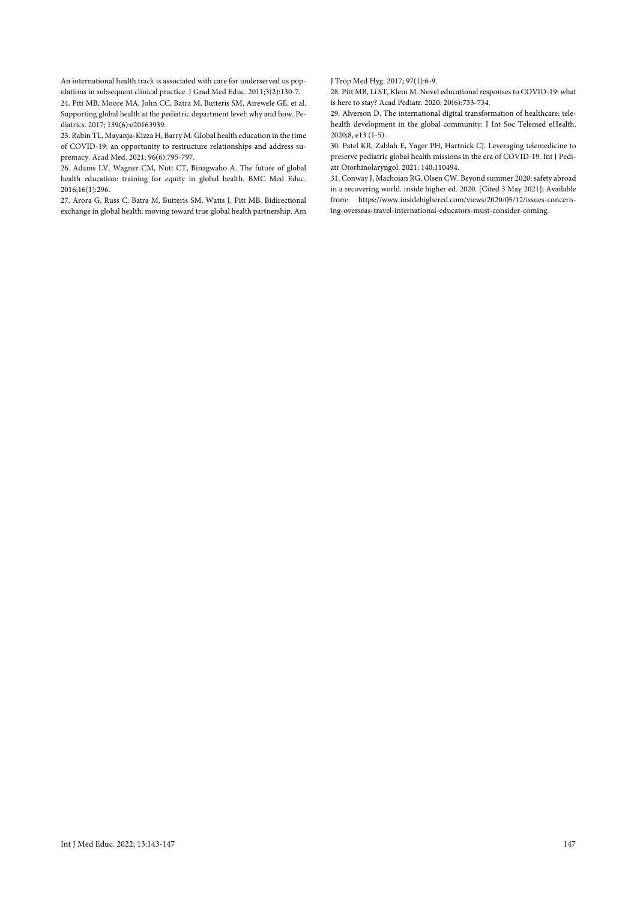An international health track is associated with care for underserved us populations in subsequent clinical practice. J Grad Med Educ. 2011;3(2):130-7.

24. Pitt MB, Moore MA, John CC, Batra M, Butteris SM, Airewele GE, et al. Supporting global health at the pediatric department level: why and how. Pediatrics. 2017; 139(6):e20163939.

25. Rabin TL, Mayanja-Kizza H, Barry M. Global health education in the time of COVID-19: an opportunity to restructure relationships and address supremacy. Acad Med. 2021; 96(6):795-797.

26. Adams LV, Wagner CM, Nutt CT, Binagwaho A. The future of global health education: training for equity in global health. BMC Med Educ. 2016;16(1):296.

27. Arora G, Russ C, Batra M, Butteris SM, Watts J, Pitt MB. Bidirectional exchange in global health: moving toward true global health partnership. Am J Trop Med Hyg. 2017; 97(1):6-9.

28. Pitt MB, Li ST, Klein M. Novel educational responses to COVID-19: what is here to stay? Acad Pediatr. 2020; 20(6):733-734.

29. Alverson D. The international digital transformation of healthcare: telehealth development in the global community. J Int Soc Telemed eHealth. 2020;8, e13 (1-5).

30. Patel KR, Zablah E, Yager PH, Hartnick CJ. Leveraging telemedicine to preserve pediatric global health missions in the era of COVID-19. Int J Pediatr Otorhinolaryngol. 2021; 140:110494.

31. Conway J, Machoian RG, Olsen CW. Beyond summer 2020: safety abroad in a recovering world. inside higher ed. 2020. [Cited 3 May 2021]; Available from: https://www.insidehighered.com/views/2020/05/12/issues-concerning-overseas-travel-international-educators-must-consider-coming.